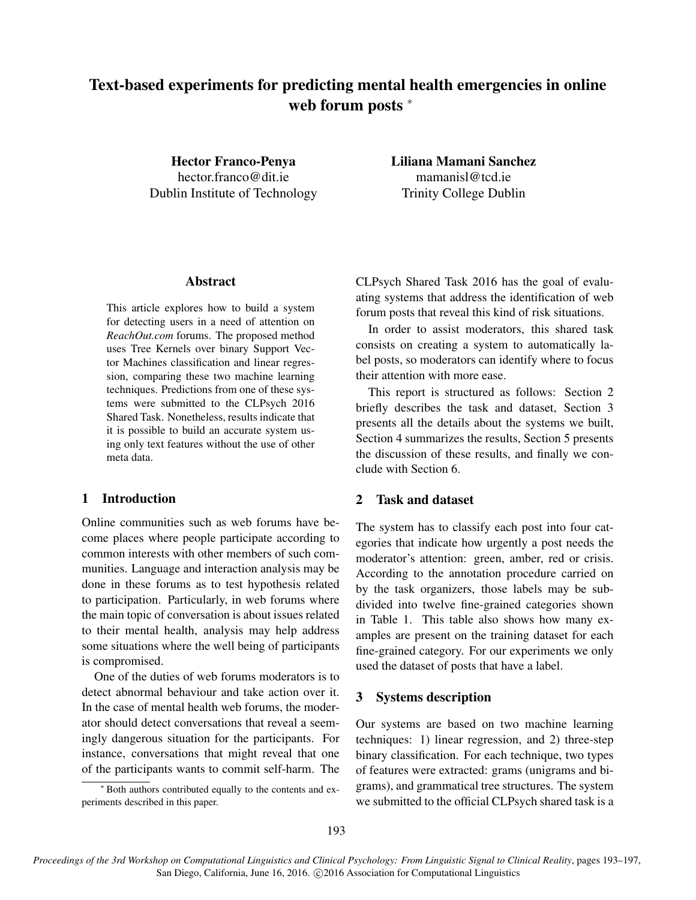# Text-based experiments for predicting mental health emergencies in online web forum posts [*]

**Hector Franco-Penya**
hector.franco@dit.ie
Dublin Institute of Technology

**Liliana Mamani Sanchez**
mamanisl@tcd.ie
Trinity College Dublin

## Abstract

This article explores how to build a system for detecting users in a need of attention on *ReachOut.com* forums. The proposed method uses Tree Kernels over binary Support Vector Machines classification and linear regression, comparing these two machine learning techniques. Predictions from one of these systems were submitted to the CLPsych 2016 Shared Task. Nonetheless, results indicate that it is possible to build an accurate system using only text features without the use of other meta data.

## 1 Introduction

Online communities such as web forums have become places where people participate according to common interests with other members of such communities. Language and interaction analysis may be done in these forums as to test hypothesis related to participation. Particularly, in web forums where the main topic of conversation is about issues related to their mental health, analysis may help address some situations where the well being of participants is compromised.

One of the duties of web forums moderators is to detect abnormal behaviour and take action over it. In the case of mental health web forums, the moderator should detect conversations that reveal a seemingly dangerous situation for the participants. For instance, conversations that might reveal that one of the participants wants to commit self-harm. The CLPsych Shared Task 2016 has the goal of evaluating systems that address the identification of web forum posts that reveal this kind of risk situations.

In order to assist moderators, this shared task consists on creating a system to automatically label posts, so moderators can identify where to focus their attention with more ease.

This report is structured as follows: Section 2 briefly describes the task and dataset, Section 3 presents all the details about the systems we built, Section 4 summarizes the results, Section 5 presents the discussion of these results, and finally we conclude with Section 6.

## 2 Task and dataset

The system has to classify each post into four categories that indicate how urgently a post needs the moderator's attention: green, amber, red or crisis. According to the annotation procedure carried on by the task organizers, those labels may be subdivided into twelve fine-grained categories shown in Table 1. This table also shows how many examples are present on the training dataset for each fine-grained category. For our experiments we only used the dataset of posts that have a label.

## 3 Systems description

Our systems are based on two machine learning techniques: 1) linear regression, and 2) three-step binary classification. For each technique, two types of features were extracted: grams (unigrams and bigrams), and grammatical tree structures. The system we submitted to the official CLPsych shared task is a

[*] Both authors contributed equally to the contents and experiments described in this paper.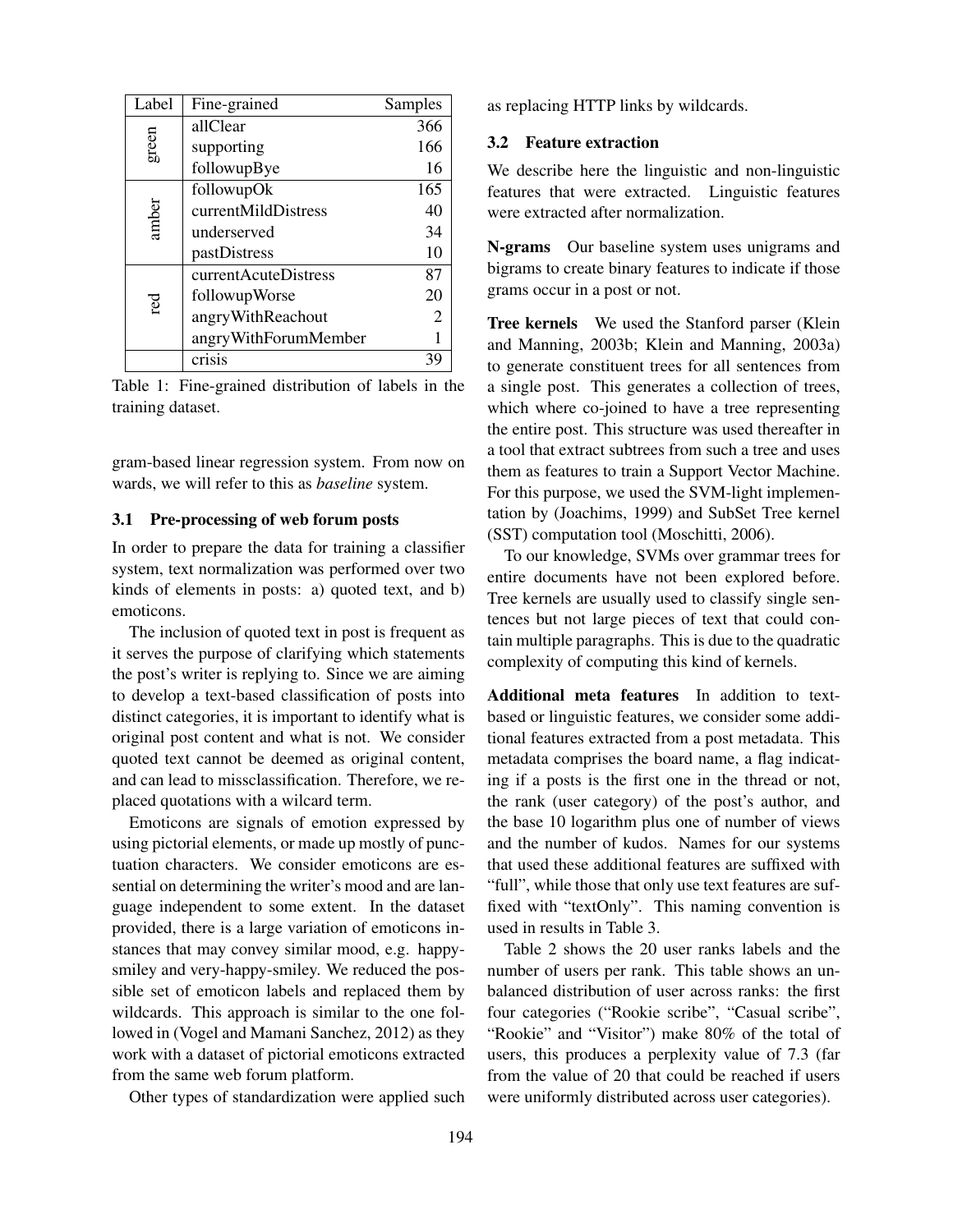| Label | Fine-grained | Samples |
|---|---|---|
| green | allClear | 366 |
| | supporting | 166 |
| | followupBye | 16 |
| amber | followupOk | 165 |
| | currentMildDistress | 40 |
| | underserved | 34 |
| | pastDistress | 10 |
| red | currentAcuteDistress | 87 |
| | followupWorse | 20 |
| | angryWithReachout | 2 |
| | angryWithForumMember | 1 |
| | crisis | 39 |

Table 1: Fine-grained distribution of labels in the training dataset.

gram-based linear regression system. From now on wards, we will refer to this as *baseline* system.

### 3.1 Pre-processing of web forum posts

In order to prepare the data for training a classifier system, text normalization was performed over two kinds of elements in posts: a) quoted text, and b) emoticons.

The inclusion of quoted text in post is frequent as it serves the purpose of clarifying which statements the post's writer is replying to. Since we are aiming to develop a text-based classification of posts into distinct categories, it is important to identify what is original post content and what is not. We consider quoted text cannot be deemed as original content, and can lead to missclassification. Therefore, we replaced quotations with a wilcard term.

Emoticons are signals of emotion expressed by using pictorial elements, or made up mostly of punctuation characters. We consider emoticons are essential on determining the writer's mood and are language independent to some extent. In the dataset provided, there is a large variation of emoticons instances that may convey similar mood, e.g. happy-smiley and very-happy-smiley. We reduced the possible set of emoticon labels and replaced them by wildcards. This approach is similar to the one followed in (Vogel and Mamani Sanchez, 2012) as they work with a dataset of pictorial emoticons extracted from the same web forum platform.

Other types of standardization were applied such as replacing HTTP links by wildcards.

### 3.2 Feature extraction

We describe here the linguistic and non-linguistic features that were extracted. Linguistic features were extracted after normalization.

**N-grams** Our baseline system uses unigrams and bigrams to create binary features to indicate if those grams occur in a post or not.

**Tree kernels** We used the Stanford parser (Klein and Manning, 2003b; Klein and Manning, 2003a) to generate constituent trees for all sentences from a single post. This generates a collection of trees, which where co-joined to have a tree representing the entire post. This structure was used thereafter in a tool that extract subtrees from such a tree and uses them as features to train a Support Vector Machine. For this purpose, we used the SVM-light implementation by (Joachims, 1999) and SubSet Tree kernel (SST) computation tool (Moschitti, 2006).

To our knowledge, SVMs over grammar trees for entire documents have not been explored before. Tree kernels are usually used to classify single sentences but not large pieces of text that could contain multiple paragraphs. This is due to the quadratic complexity of computing this kind of kernels.

**Additional meta features** In addition to text-based or linguistic features, we consider some additional features extracted from a post metadata. This metadata comprises the board name, a flag indicating if a posts is the first one in the thread or not, the rank (user category) of the post's author, and the base 10 logarithm plus one of number of views and the number of kudos. Names for our systems that used these additional features are suffixed with "full", while those that only use text features are suffixed with "textOnly". This naming convention is used in results in Table 3.

Table 2 shows the 20 user ranks labels and the number of users per rank. This table shows an unbalanced distribution of user across ranks: the first four categories ("Rookie scribe", "Casual scribe", "Rookie" and "Visitor") make 80% of the total of users, this produces a perplexity value of 7.3 (far from the value of 20 that could be reached if users were uniformly distributed across user categories).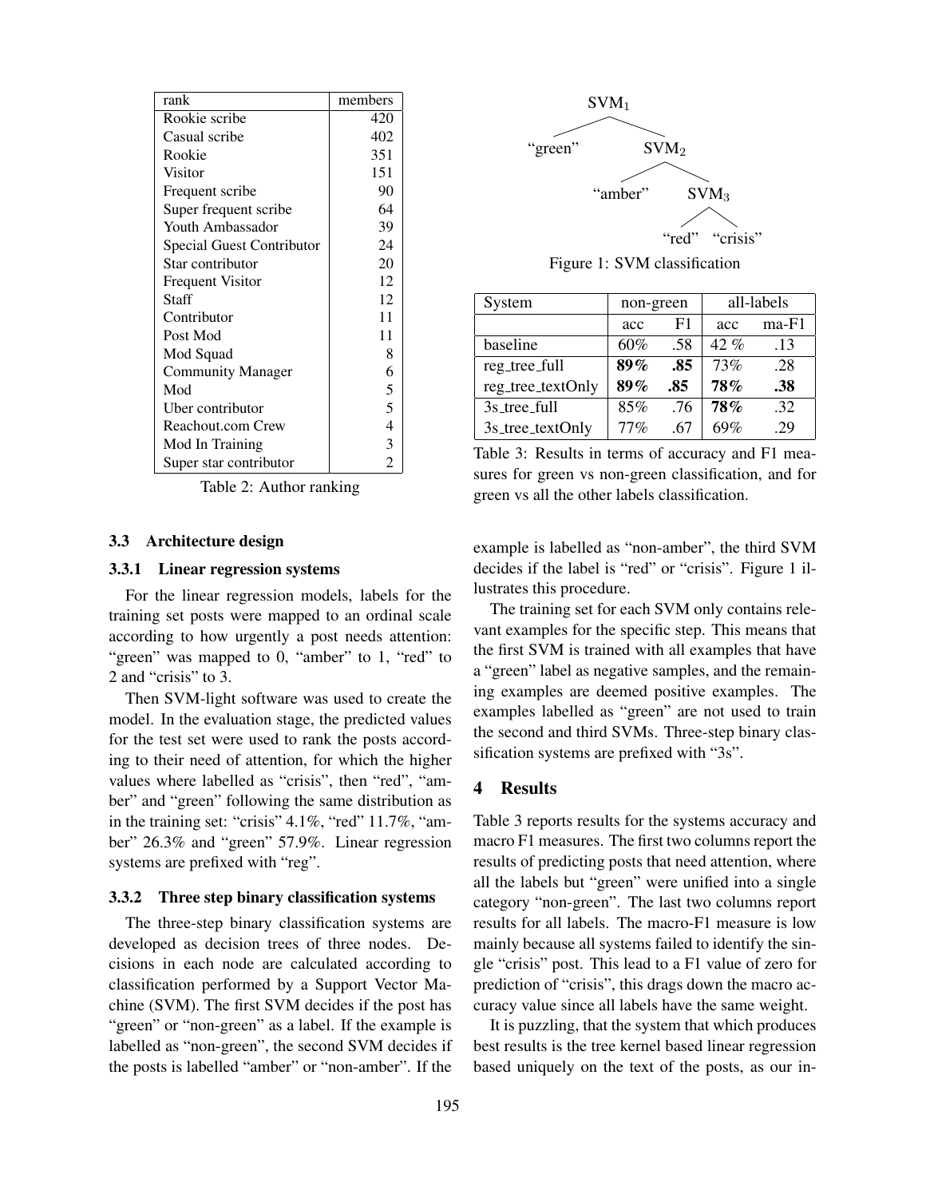| rank | members |
|---|---|
| Rookie scribe | 420 |
| Casual scribe | 402 |
| Rookie | 351 |
| Visitor | 151 |
| Frequent scribe | 90 |
| Super frequent scribe | 64 |
| Youth Ambassador | 39 |
| Special Guest Contributor | 24 |
| Star contributor | 20 |
| Frequent Visitor | 12 |
| Staff | 12 |
| Contributor | 11 |
| Post Mod | 11 |
| Mod Squad | 8 |
| Community Manager | 6 |
| Mod | 5 |
| Uber contributor | 5 |
| Reachout.com Crew | 4 |
| Mod In Training | 3 |
| Super star contributor | 2 |

Table 2: Author ranking

### 3.3 Architecture design

#### 3.3.1 Linear regression systems

For the linear regression models, labels for the training set posts were mapped to an ordinal scale according to how urgently a post needs attention: "green" was mapped to 0, "amber" to 1, "red" to 2 and "crisis" to 3.

Then SVM-light software was used to create the model. In the evaluation stage, the predicted values for the test set were used to rank the posts according to their need of attention, for which the higher values where labelled as "crisis", then "red", "amber" and "green" following the same distribution as in the training set: "crisis" 4.1%, "red" 11.7%, "amber" 26.3% and "green" 57.9%. Linear regression systems are prefixed with "reg".

#### 3.3.2 Three step binary classification systems

The three-step binary classification systems are developed as decision trees of three nodes. Decisions in each node are calculated according to classification performed by a Support Vector Machine (SVM). The first SVM decides if the post has "green" or "non-green" as a label. If the example is labelled as "non-green", the second SVM decides if the posts is labelled "amber" or "non-amber". If the example is labelled as "non-amber", the third SVM decides if the label is "red" or "crisis". Figure 1 illustrates this procedure.

$SVM_1$ → "green" / $SVM_2$; $SVM_2$ → "amber" / $SVM_3$; $SVM_3$ → "red" / "crisis"

Figure 1: SVM classification

The training set for each SVM only contains relevant examples for the specific step. This means that the first SVM is trained with all examples that have a "green" label as negative samples, and the remaining examples are deemed positive examples. The examples labelled as "green" are not used to train the second and third SVMs. Three-step binary classification systems are prefixed with "3s".

| System | non-green | | all-labels | |
|---|---|---|---|---|
| | acc | F1 | acc | ma-F1 |
| baseline | 60% | .58 | 42 % | .13 |
| reg_tree_full | **89%** | **.85** | 73% | .28 |
| reg_tree_textOnly | **89%** | **.85** | **78%** | **.38** |
| 3s_tree_full | 85% | .76 | **78%** | .32 |
| 3s_tree_textOnly | 77% | .67 | 69% | .29 |

Table 3: Results in terms of accuracy and F1 measures for green vs non-green classification, and for green vs all the other labels classification.

## 4 Results

Table 3 reports results for the systems accuracy and macro F1 measures. The first two columns report the results of predicting posts that need attention, where all the labels but "green" were unified into a single category "non-green". The last two columns report results for all labels. The macro-F1 measure is low mainly because all systems failed to identify the single "crisis" post. This lead to a F1 value of zero for prediction of "crisis", this drags down the macro accuracy value since all labels have the same weight.

It is puzzling, that the system that which produces best results is the tree kernel based linear regression based uniquely on the text of the posts, as our in-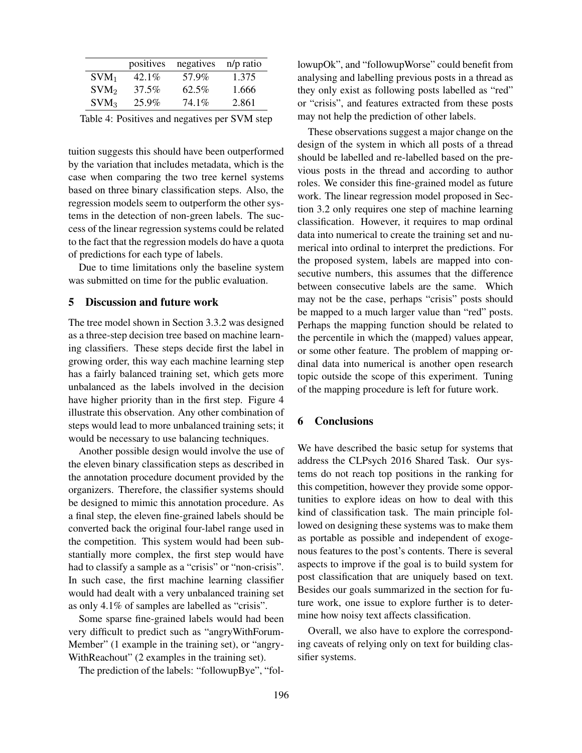| | positives | negatives | n/p ratio |
|---|---|---|---|
| $SVM_1$ | 42.1% | 57.9% | 1.375 |
| $SVM_2$ | 37.5% | 62.5% | 1.666 |
| $SVM_3$ | 25.9% | 74.1% | 2.861 |

Table 4: Positives and negatives per SVM step

tuition suggests this should have been outperformed by the variation that includes metadata, which is the case when comparing the two tree kernel systems based on three binary classification steps. Also, the regression models seem to outperform the other systems in the detection of non-green labels. The success of the linear regression systems could be related to the fact that the regression models do have a quota of predictions for each type of labels.

Due to time limitations only the baseline system was submitted on time for the public evaluation.

## 5 Discussion and future work

The tree model shown in Section 3.3.2 was designed as a three-step decision tree based on machine learning classifiers. These steps decide first the label in growing order, this way each machine learning step has a fairly balanced training set, which gets more unbalanced as the labels involved in the decision have higher priority than in the first step. Figure 4 illustrate this observation. Any other combination of steps would lead to more unbalanced training sets; it would be necessary to use balancing techniques.

Another possible design would involve the use of the eleven binary classification steps as described in the annotation procedure document provided by the organizers. Therefore, the classifier systems should be designed to mimic this annotation procedure. As a final step, the eleven fine-grained labels should be converted back the original four-label range used in the competition. This system would had been substantially more complex, the first step would have had to classify a sample as a "crisis" or "non-crisis". In such case, the first machine learning classifier would had dealt with a very unbalanced training set as only 4.1% of samples are labelled as "crisis".

Some sparse fine-grained labels would had been very difficult to predict such as "angryWithForumMember" (1 example in the training set), or "angryWithReachout" (2 examples in the training set).

The prediction of the labels: "followupBye", "followupOk", and "followupWorse" could benefit from analysing and labelling previous posts in a thread as they only exist as following posts labelled as "red" or "crisis", and features extracted from these posts may not help the prediction of other labels.

These observations suggest a major change on the design of the system in which all posts of a thread should be labelled and re-labelled based on the previous posts in the thread and according to author roles. We consider this fine-grained model as future work. The linear regression model proposed in Section 3.2 only requires one step of machine learning classification. However, it requires to map ordinal data into numerical to create the training set and numerical into ordinal to interpret the predictions. For the proposed system, labels are mapped into consecutive numbers, this assumes that the difference between consecutive labels are the same. Which may not be the case, perhaps "crisis" posts should be mapped to a much larger value than "red" posts. Perhaps the mapping function should be related to the percentile in which the (mapped) values appear, or some other feature. The problem of mapping ordinal data into numerical is another open research topic outside the scope of this experiment. Tuning of the mapping procedure is left for future work.

## 6 Conclusions

We have described the basic setup for systems that address the CLPsych 2016 Shared Task. Our systems do not reach top positions in the ranking for this competition, however they provide some opportunities to explore ideas on how to deal with this kind of classification task. The main principle followed on designing these systems was to make them as portable as possible and independent of exogenous features to the post's contents. There is several aspects to improve if the goal is to build system for post classification that are uniquely based on text. Besides our goals summarized in the section for future work, one issue to explore further is to determine how noisy text affects classification.

Overall, we also have to explore the corresponding caveats of relying only on text for building classifier systems.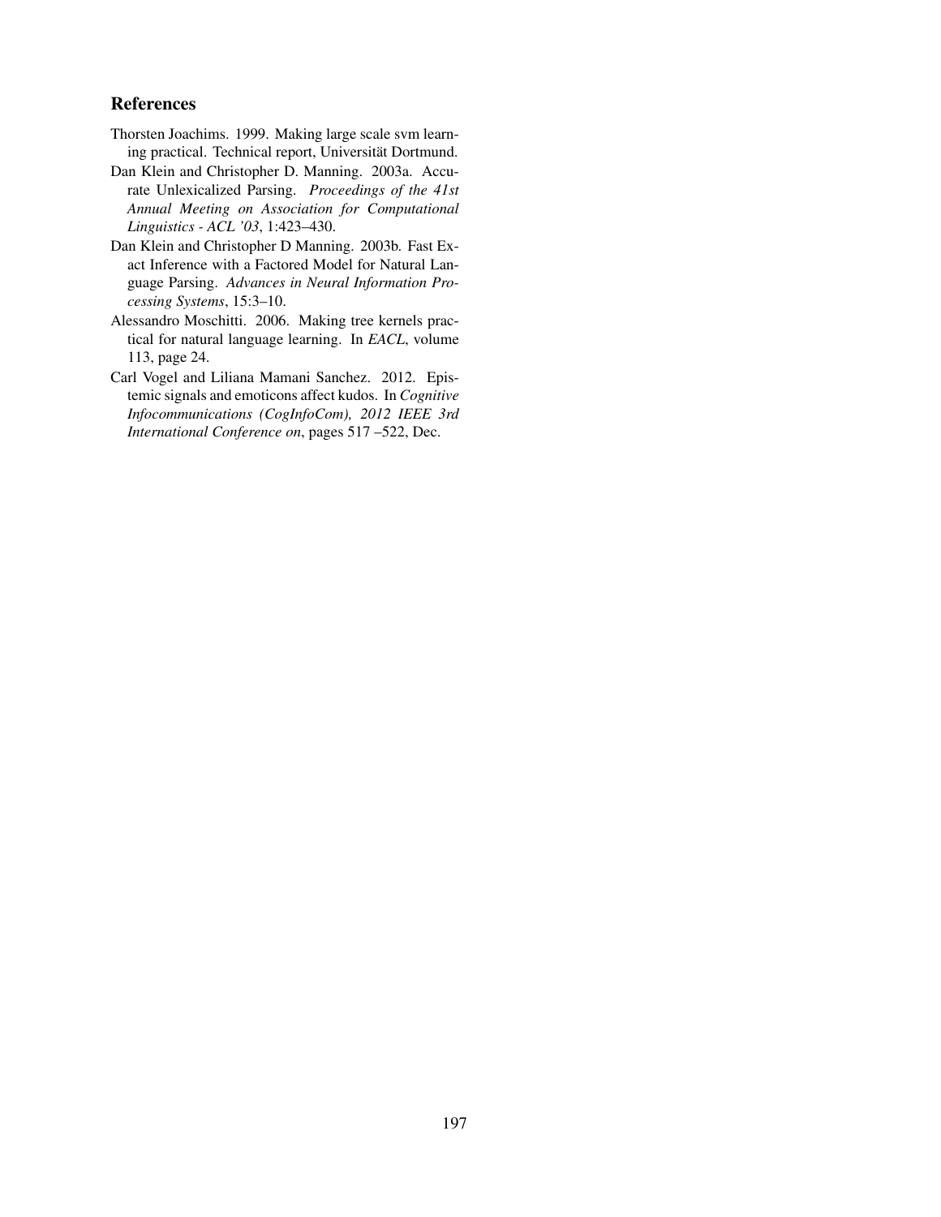## References

Thorsten Joachims. 1999. Making large scale svm learning practical. Technical report, Universität Dortmund.

Dan Klein and Christopher D. Manning. 2003a. Accurate Unlexicalized Parsing. *Proceedings of the 41st Annual Meeting on Association for Computational Linguistics - ACL '03*, 1:423–430.

Dan Klein and Christopher D Manning. 2003b. Fast Exact Inference with a Factored Model for Natural Language Parsing. *Advances in Neural Information Processing Systems*, 15:3–10.

Alessandro Moschitti. 2006. Making tree kernels practical for natural language learning. In *EACL*, volume 113, page 24.

Carl Vogel and Liliana Mamani Sanchez. 2012. Epistemic signals and emoticons affect kudos. In *Cognitive Infocommunications (CogInfoCom), 2012 IEEE 3rd International Conference on*, pages 517 –522, Dec.